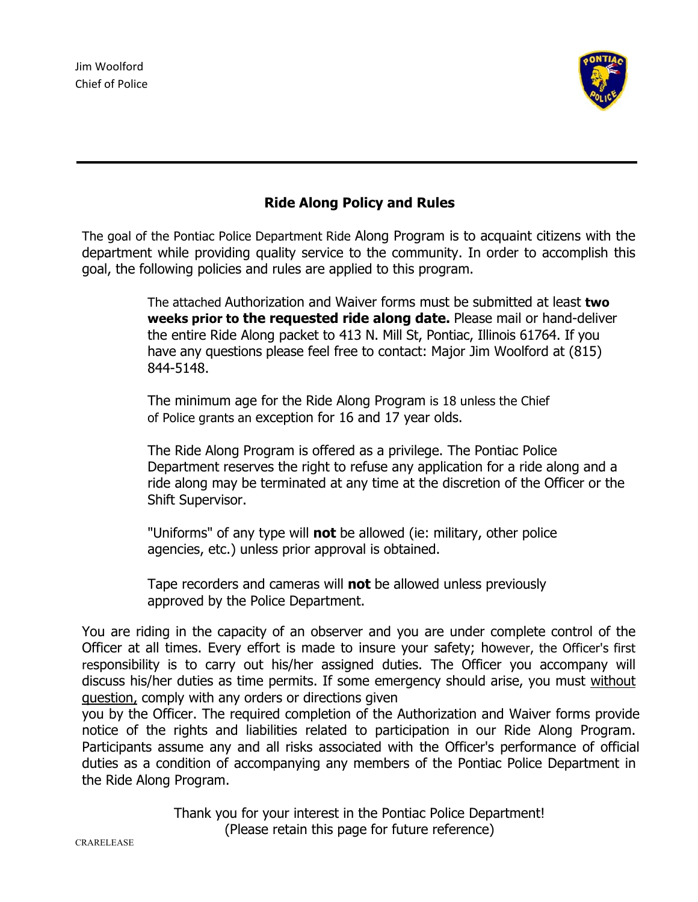Jim Woolford
Chief of Police

---

## Ride Along Policy and Rules

The goal of the Pontiac Police Department Ride Along Program is to acquaint citizens with the department while providing quality service to the community. In order to accomplish this goal, the following policies and rules are applied to this program.

The attached Authorization and Waiver forms must be submitted at least **two weeks prior to the requested ride along date.** Please mail or hand-deliver the entire Ride Along packet to 413 N. Mill St, Pontiac, Illinois 61764. If you have any questions please feel free to contact: Major Jim Woolford at (815) 844-5148.

The minimum age for the Ride Along Program is 18 unless the Chief of Police grants an exception for 16 and 17 year olds.

The Ride Along Program is offered as a privilege. The Pontiac Police Department reserves the right to refuse any application for a ride along and a ride along may be terminated at any time at the discretion of the Officer or the Shift Supervisor.

"Uniforms" of any type will **not** be allowed (ie: military, other police agencies, etc.) unless prior approval is obtained.

Tape recorders and cameras will **not** be allowed unless previously approved by the Police Department.

You are riding in the capacity of an observer and you are under complete control of the Officer at all times. Every effort is made to insure your safety; however, the Officer's first responsibility is to carry out his/her assigned duties. The Officer you accompany will discuss his/her duties as time permits. If some emergency should arise, you must <u>without question,</u> comply with any orders or directions given you by the Officer. The required completion of the Authorization and Waiver forms provide notice of the rights and liabilities related to participation in our Ride Along Program. Participants assume any and all risks associated with the Officer's performance of official duties as a condition of accompanying any members of the Pontiac Police Department in the Ride Along Program.

Thank you for your interest in the Pontiac Police Department!
(Please retain this page for future reference)

CRARELEASE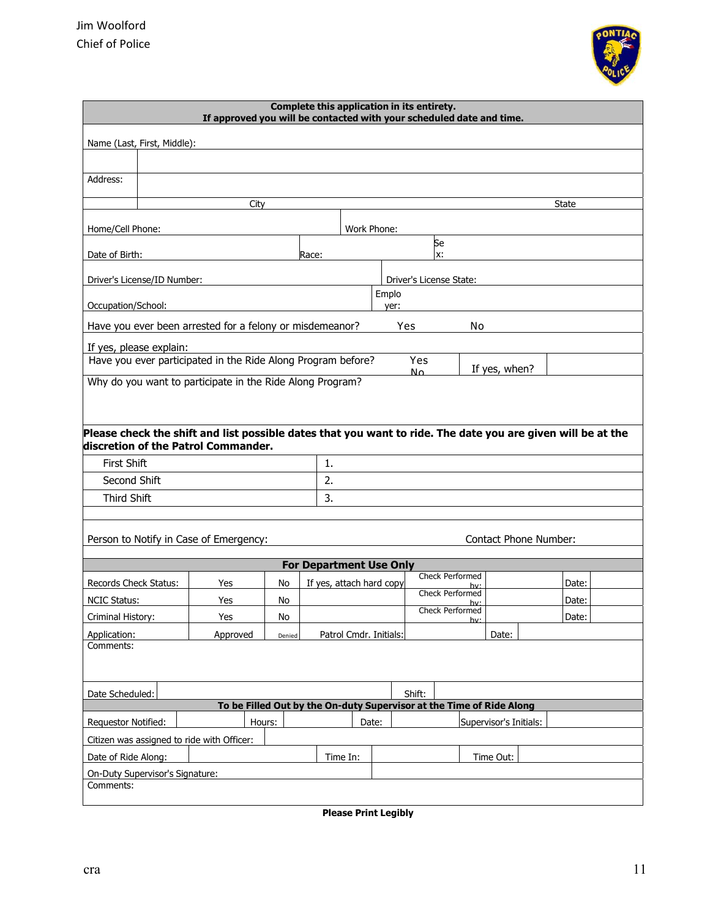Jim Woolford
Chief of Police

**Complete this application in its entirety.**
**If approved you will be contacted with your scheduled date and time.**

| | |
|---|---|
| Name (Last, First, Middle): | |
| | |
| Address: | |
| City | State |
| Home/Cell Phone: | Work Phone: |
| Date of Birth: Race: | Sex: |
| Driver's License/ID Number: | Driver's License State: |
| Occupation/School: | Employer: |
| Have you ever been arrested for a felony or misdemeanor? Yes No | |
| If yes, please explain: | |
| Have you ever participated in the Ride Along Program before? Yes No | If yes, when? |
| Why do you want to participate in the Ride Along Program? | |

**Please check the shift and list possible dates that you want to ride. The date you are given will be at the discretion of the Patrol Commander.**

| | |
|---|---|
| First Shift | 1. |
| Second Shift | 2. |
| Third Shift | 3. |

| | |
|---|---|
| Person to Notify in Case of Emergency: | Contact Phone Number: |

**For Department Use Only**

| | | | | | | | |
|---|---|---|---|---|---|---|---|
| Records Check Status: | Yes | No | If yes, attach hard copy | Check Performed by: | | Date: | |
| NCIC Status: | Yes | No | | Check Performed by: | | Date: | |
| Criminal History: | Yes | No | | Check Performed by: | | Date: | |
| Application: | Approved | Denied | Patrol Cmdr. Initials: | | Date: | | |

Comments:

| | | | |
|---|---|---|---|
| Date Scheduled: | | Shift: | |

**To be Filled Out by the On-duty Supervisor at the Time of Ride Along**

| | | | | | | | |
|---|---|---|---|---|---|---|---|
| Requestor Notified: | | Hours: | | Date: | | Supervisor's Initials: | |
| Citizen was assigned to ride with Officer: | | | | | | | |
| Date of Ride Along: | | Time In: | | Time Out: | | | |
| On-Duty Supervisor's Signature: | | | | | | | |

Comments:

**Please Print Legibly**

cra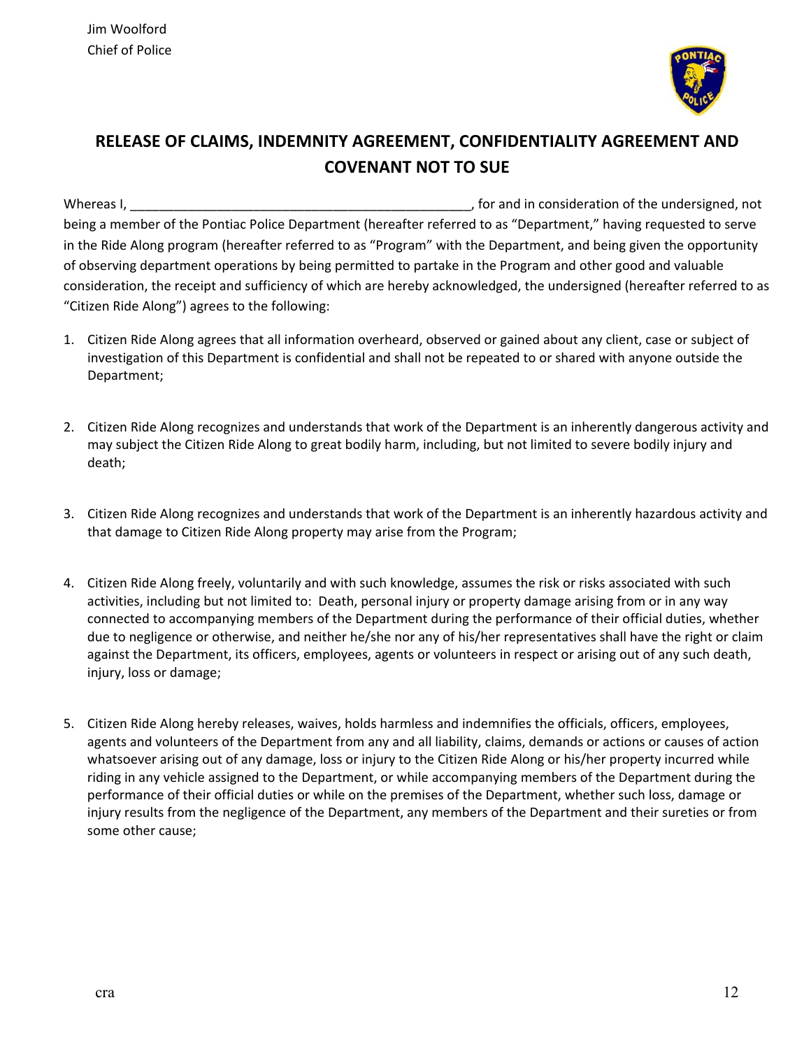Jim Woolford
Chief of Police

## RELEASE OF CLAIMS, INDEMNITY AGREEMENT, CONFIDENTIALITY AGREEMENT AND COVENANT NOT TO SUE

Whereas I, ________________________________________________, for and in consideration of the undersigned, not being a member of the Pontiac Police Department (hereafter referred to as "Department," having requested to serve in the Ride Along program (hereafter referred to as "Program" with the Department, and being given the opportunity of observing department operations by being permitted to partake in the Program and other good and valuable consideration, the receipt and sufficiency of which are hereby acknowledged, the undersigned (hereafter referred to as "Citizen Ride Along") agrees to the following:

1. Citizen Ride Along agrees that all information overheard, observed or gained about any client, case or subject of investigation of this Department is confidential and shall not be repeated to or shared with anyone outside the Department;

2. Citizen Ride Along recognizes and understands that work of the Department is an inherently dangerous activity and may subject the Citizen Ride Along to great bodily harm, including, but not limited to severe bodily injury and death;

3. Citizen Ride Along recognizes and understands that work of the Department is an inherently hazardous activity and that damage to Citizen Ride Along property may arise from the Program;

4. Citizen Ride Along freely, voluntarily and with such knowledge, assumes the risk or risks associated with such activities, including but not limited to: Death, personal injury or property damage arising from or in any way connected to accompanying members of the Department during the performance of their official duties, whether due to negligence or otherwise, and neither he/she nor any of his/her representatives shall have the right or claim against the Department, its officers, employees, agents or volunteers in respect or arising out of any such death, injury, loss or damage;

5. Citizen Ride Along hereby releases, waives, holds harmless and indemnifies the officials, officers, employees, agents and volunteers of the Department from any and all liability, claims, demands or actions or causes of action whatsoever arising out of any damage, loss or injury to the Citizen Ride Along or his/her property incurred while riding in any vehicle assigned to the Department, or while accompanying members of the Department during the performance of their official duties or while on the premises of the Department, whether such loss, damage or injury results from the negligence of the Department, any members of the Department and their sureties or from some other cause;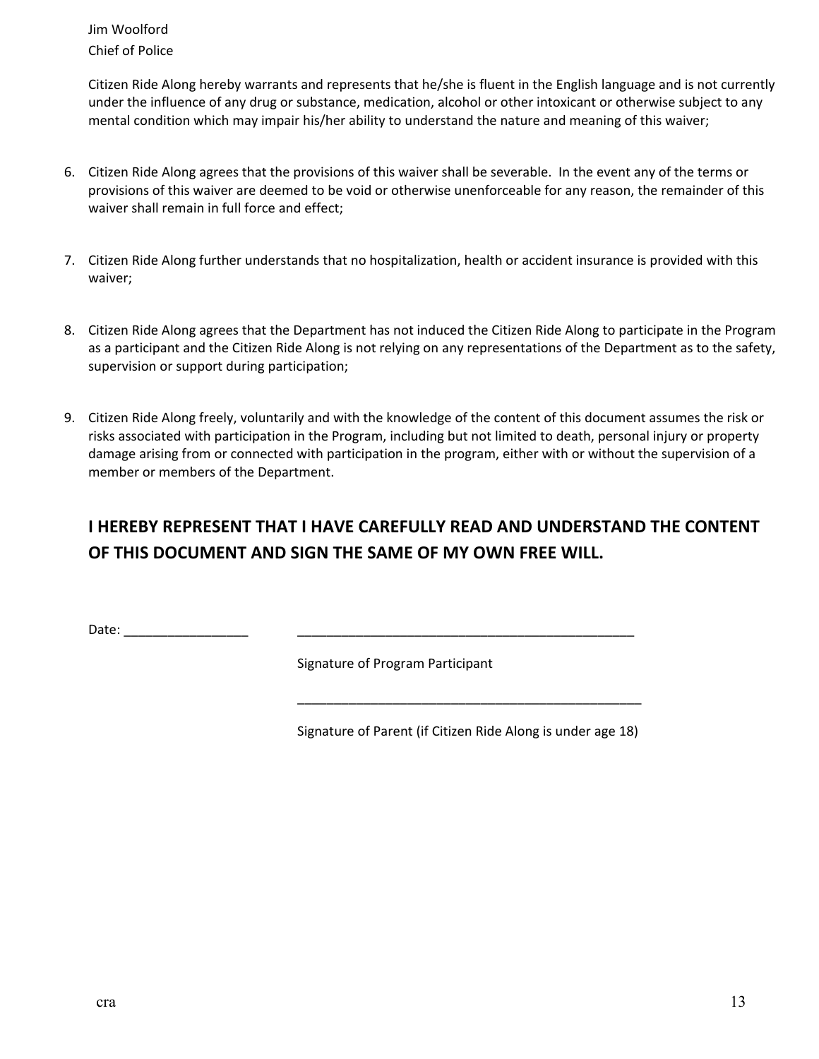Jim Woolford
Chief of Police

Citizen Ride Along hereby warrants and represents that he/she is fluent in the English language and is not currently under the influence of any drug or substance, medication, alcohol or other intoxicant or otherwise subject to any mental condition which may impair his/her ability to understand the nature and meaning of this waiver;

6. Citizen Ride Along agrees that the provisions of this waiver shall be severable. In the event any of the terms or provisions of this waiver are deemed to be void or otherwise unenforceable for any reason, the remainder of this waiver shall remain in full force and effect;

7. Citizen Ride Along further understands that no hospitalization, health or accident insurance is provided with this waiver;

8. Citizen Ride Along agrees that the Department has not induced the Citizen Ride Along to participate in the Program as a participant and the Citizen Ride Along is not relying on any representations of the Department as to the safety, supervision or support during participation;

9. Citizen Ride Along freely, voluntarily and with the knowledge of the content of this document assumes the risk or risks associated with participation in the Program, including but not limited to death, personal injury or property damage arising from or connected with participation in the program, either with or without the supervision of a member or members of the Department.

**I HEREBY REPRESENT THAT I HAVE CAREFULLY READ AND UNDERSTAND THE CONTENT OF THIS DOCUMENT AND SIGN THE SAME OF MY OWN FREE WILL.**

Date: _________________ ________________________________________________

Signature of Program Participant

________________________________________________

Signature of Parent (if Citizen Ride Along is under age 18)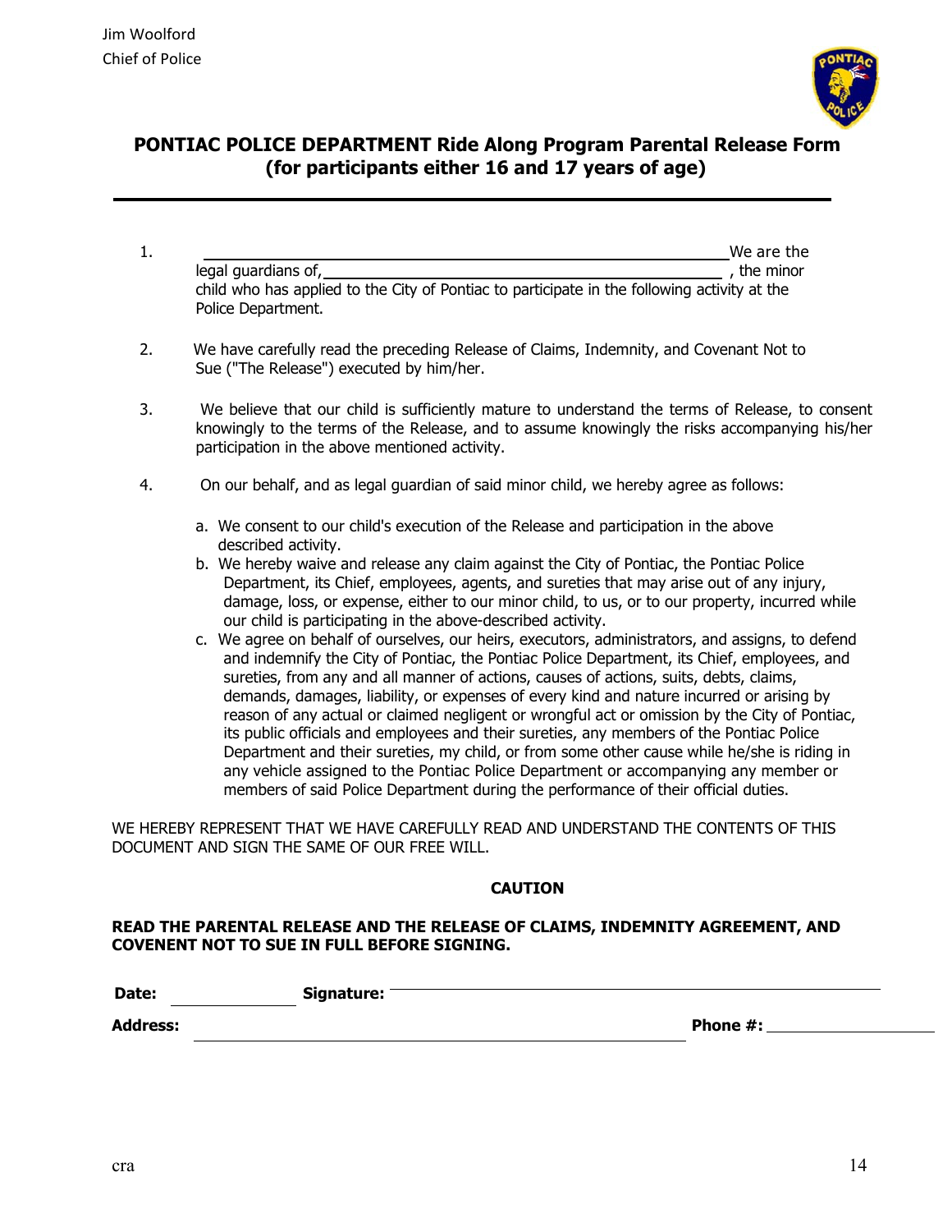Jim Woolford
Chief of Police

## PONTIAC POLICE DEPARTMENT Ride Along Program Parental Release Form (for participants either 16 and 17 years of age)

---

1. ________________________________________________ We are the legal guardians of, ____________________________________ , the minor child who has applied to the City of Pontiac to participate in the following activity at the Police Department.

2. We have carefully read the preceding Release of Claims, Indemnity, and Covenant Not to Sue ("The Release") executed by him/her.

3. We believe that our child is sufficiently mature to understand the terms of Release, to consent knowingly to the terms of the Release, and to assume knowingly the risks accompanying his/her participation in the above mentioned activity.

4. On our behalf, and as legal guardian of said minor child, we hereby agree as follows:

   a. We consent to our child's execution of the Release and participation in the above described activity.
   b. We hereby waive and release any claim against the City of Pontiac, the Pontiac Police Department, its Chief, employees, agents, and sureties that may arise out of any injury, damage, loss, or expense, either to our minor child, to us, or to our property, incurred while our child is participating in the above-described activity.
   c. We agree on behalf of ourselves, our heirs, executors, administrators, and assigns, to defend and indemnify the City of Pontiac, the Pontiac Police Department, its Chief, employees, and sureties, from any and all manner of actions, causes of actions, suits, debts, claims, demands, damages, liability, or expenses of every kind and nature incurred or arising by reason of any actual or claimed negligent or wrongful act or omission by the City of Pontiac, its public officials and employees and their sureties, any members of the Pontiac Police Department and their sureties, my child, or from some other cause while he/she is riding in any vehicle assigned to the Pontiac Police Department or accompanying any member or members of said Police Department during the performance of their official duties.

WE HEREBY REPRESENT THAT WE HAVE CAREFULLY READ AND UNDERSTAND THE CONTENTS OF THIS DOCUMENT AND SIGN THE SAME OF OUR FREE WILL.

**CAUTION**

**READ THE PARENTAL RELEASE AND THE RELEASE OF CLAIMS, INDEMNITY AGREEMENT, AND COVENENT NOT TO SUE IN FULL BEFORE SIGNING.**

**Date:** ____________ **Signature:** ________________________________________

**Address:** ________________________________________ **Phone #:** ________________

cra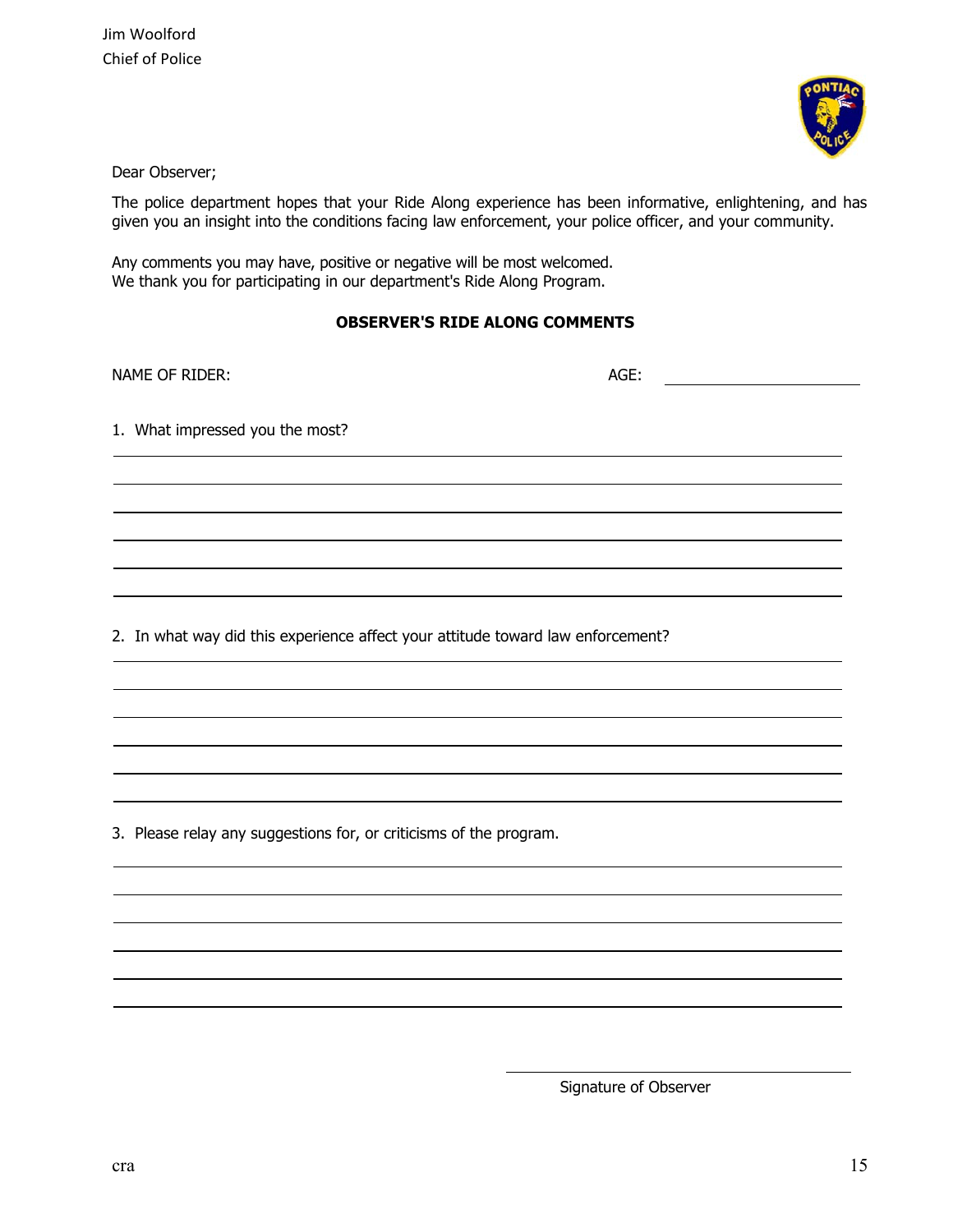Jim Woolford
Chief of Police

Dear Observer;

The police department hopes that your Ride Along experience has been informative, enlightening, and has given you an insight into the conditions facing law enforcement, your police officer, and your community.

Any comments you may have, positive or negative will be most welcomed.
We thank you for participating in our department's Ride Along Program.

## OBSERVER'S RIDE ALONG COMMENTS

NAME OF RIDER: AGE: ____________________

1. What impressed you the most?

_______________________________________________________________________________
_______________________________________________________________________________
_______________________________________________________________________________
_______________________________________________________________________________
_______________________________________________________________________________
_______________________________________________________________________________

2. In what way did this experience affect your attitude toward law enforcement?

_______________________________________________________________________________
_______________________________________________________________________________
_______________________________________________________________________________
_______________________________________________________________________________
_______________________________________________________________________________
_______________________________________________________________________________

3. Please relay any suggestions for, or criticisms of the program.

_______________________________________________________________________________
_______________________________________________________________________________
_______________________________________________________________________________
_______________________________________________________________________________
_______________________________________________________________________________
_______________________________________________________________________________

____________________________________
Signature of Observer

cra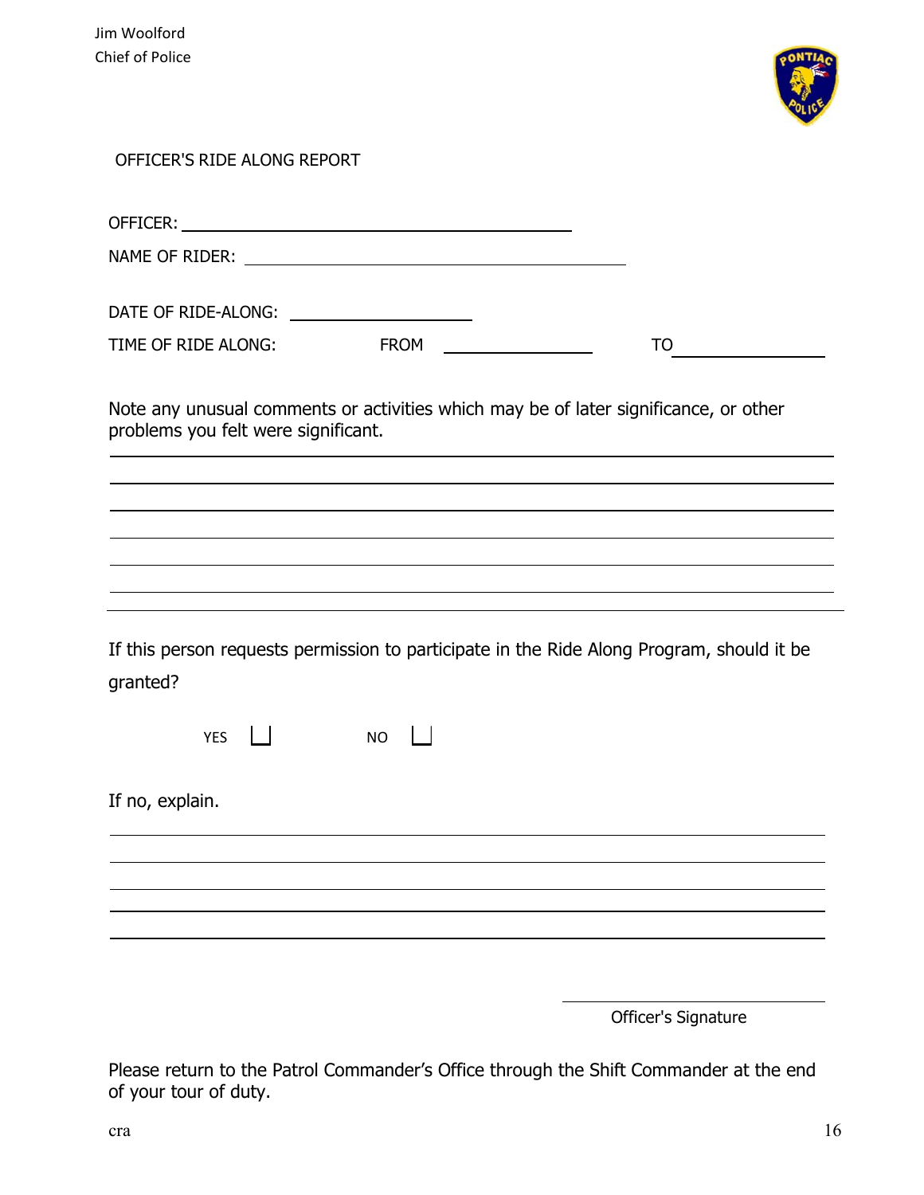Jim Woolford
Chief of Police

## OFFICER'S RIDE ALONG REPORT

OFFICER: ______________________________

NAME OF RIDER: ______________________________

DATE OF RIDE-ALONG: ____________________

TIME OF RIDE ALONG: FROM ________________ TO ________________

Note any unusual comments or activities which may be of later significance, or other problems you felt were significant.

______________________________________________________________________

______________________________________________________________________

______________________________________________________________________

______________________________________________________________________

______________________________________________________________________

______________________________________________________________________

If this person requests permission to participate in the Ride Along Program, should it be granted?

YES ☐ NO ☐

If no, explain.

______________________________________________________________________

______________________________________________________________________

______________________________________________________________________

______________________________________________________________________

______________________________________________________________________

______________________________
Officer's Signature

Please return to the Patrol Commander's Office through the Shift Commander at the end of your tour of duty.

cra